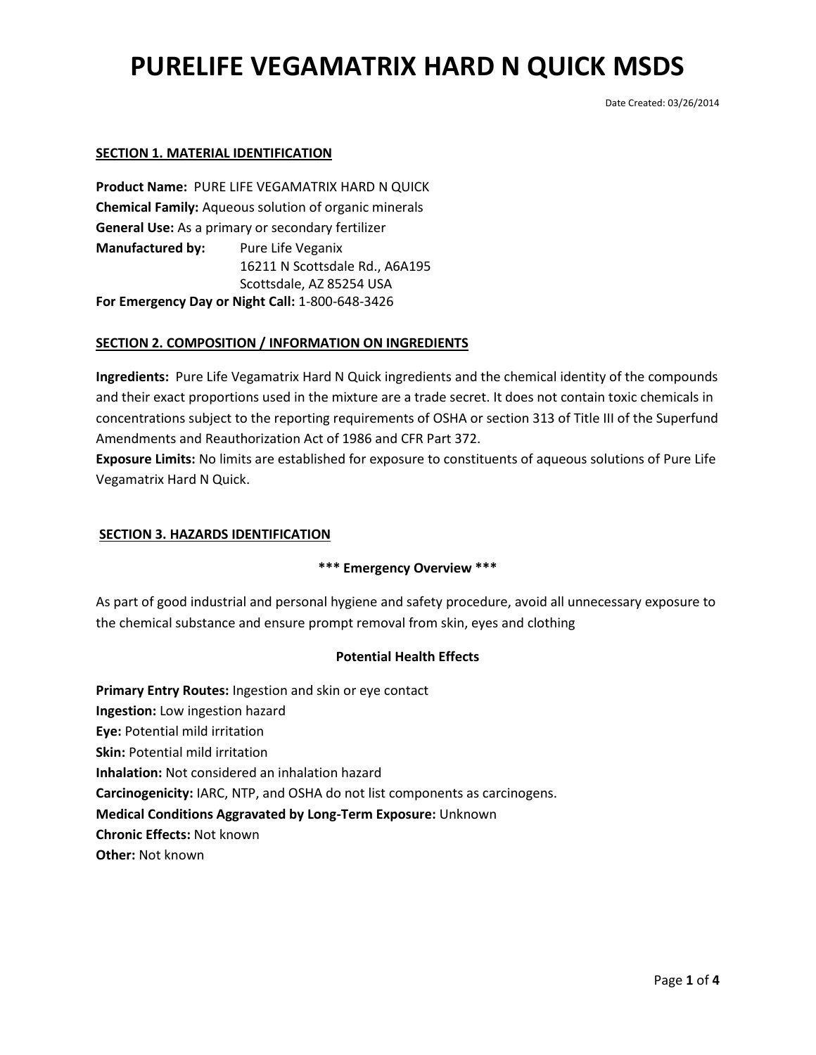# PURELIFE VEGAMATRIX HARD N QUICK MSDS

Date Created: 03/26/2014

## SECTION 1. MATERIAL IDENTIFICATION

**Product Name:** PURE LIFE VEGAMATRIX HARD N QUICK
**Chemical Family:** Aqueous solution of organic minerals
**General Use:** As a primary or secondary fertilizer
**Manufactured by:** Pure Life Veganix
16211 N Scottsdale Rd., A6A195
Scottsdale, AZ 85254 USA
**For Emergency Day or Night Call:** 1-800-648-3426

## SECTION 2. COMPOSITION / INFORMATION ON INGREDIENTS

**Ingredients:** Pure Life Vegamatrix Hard N Quick ingredients and the chemical identity of the compounds and their exact proportions used in the mixture are a trade secret. It does not contain toxic chemicals in concentrations subject to the reporting requirements of OSHA or section 313 of Title III of the Superfund Amendments and Reauthorization Act of 1986 and CFR Part 372.
**Exposure Limits:** No limits are established for exposure to constituents of aqueous solutions of Pure Life Vegamatrix Hard N Quick.

## SECTION 3. HAZARDS IDENTIFICATION

**\*\*\* Emergency Overview \*\*\***

As part of good industrial and personal hygiene and safety procedure, avoid all unnecessary exposure to the chemical substance and ensure prompt removal from skin, eyes and clothing

**Potential Health Effects**

**Primary Entry Routes:** Ingestion and skin or eye contact
**Ingestion:** Low ingestion hazard
**Eye:** Potential mild irritation
**Skin:** Potential mild irritation
**Inhalation:** Not considered an inhalation hazard
**Carcinogenicity:** IARC, NTP, and OSHA do not list components as carcinogens.
**Medical Conditions Aggravated by Long-Term Exposure:** Unknown
**Chronic Effects:** Not known
**Other:** Not known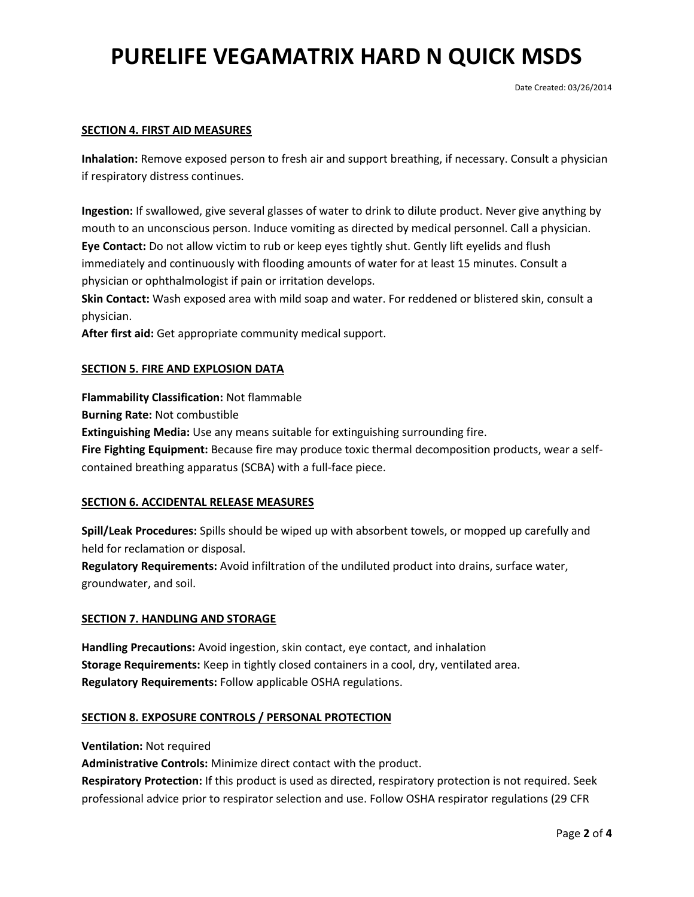# PURELIFE VEGAMATRIX HARD N QUICK MSDS

Date Created: 03/26/2014

## SECTION 4. FIRST AID MEASURES

**Inhalation:** Remove exposed person to fresh air and support breathing, if necessary. Consult a physician if respiratory distress continues.

**Ingestion:** If swallowed, give several glasses of water to drink to dilute product. Never give anything by mouth to an unconscious person. Induce vomiting as directed by medical personnel. Call a physician.
**Eye Contact:** Do not allow victim to rub or keep eyes tightly shut. Gently lift eyelids and flush immediately and continuously with flooding amounts of water for at least 15 minutes. Consult a physician or ophthalmologist if pain or irritation develops.
**Skin Contact:** Wash exposed area with mild soap and water. For reddened or blistered skin, consult a physician.
**After first aid:** Get appropriate community medical support.

## SECTION 5. FIRE AND EXPLOSION DATA

**Flammability Classification:** Not flammable
**Burning Rate:** Not combustible
**Extinguishing Media:** Use any means suitable for extinguishing surrounding fire.
**Fire Fighting Equipment:** Because fire may produce toxic thermal decomposition products, wear a self-contained breathing apparatus (SCBA) with a full-face piece.

## SECTION 6. ACCIDENTAL RELEASE MEASURES

**Spill/Leak Procedures:** Spills should be wiped up with absorbent towels, or mopped up carefully and held for reclamation or disposal.
**Regulatory Requirements:** Avoid infiltration of the undiluted product into drains, surface water, groundwater, and soil.

## SECTION 7. HANDLING AND STORAGE

**Handling Precautions:** Avoid ingestion, skin contact, eye contact, and inhalation
**Storage Requirements:** Keep in tightly closed containers in a cool, dry, ventilated area.
**Regulatory Requirements:** Follow applicable OSHA regulations.

## SECTION 8. EXPOSURE CONTROLS / PERSONAL PROTECTION

**Ventilation:** Not required
**Administrative Controls:** Minimize direct contact with the product.
**Respiratory Protection:** If this product is used as directed, respiratory protection is not required. Seek professional advice prior to respirator selection and use. Follow OSHA respirator regulations (29 CFR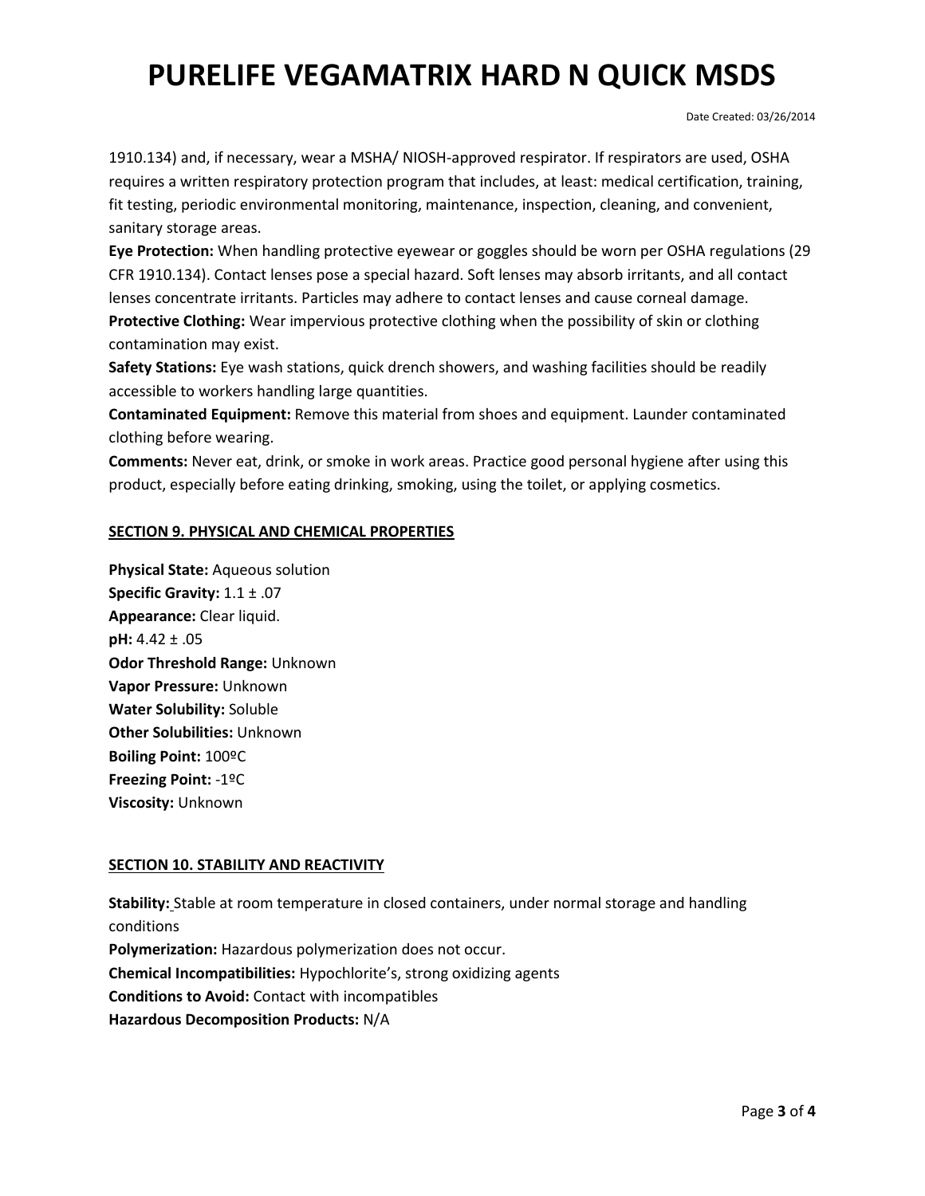1910.134) and, if necessary, wear a MSHA/ NIOSH-approved respirator. If respirators are used, OSHA requires a written respiratory protection program that includes, at least: medical certification, training, fit testing, periodic environmental monitoring, maintenance, inspection, cleaning, and convenient, sanitary storage areas.

**Eye Protection:** When handling protective eyewear or goggles should be worn per OSHA regulations (29 CFR 1910.134). Contact lenses pose a special hazard. Soft lenses may absorb irritants, and all contact lenses concentrate irritants. Particles may adhere to contact lenses and cause corneal damage.

**Protective Clothing:** Wear impervious protective clothing when the possibility of skin or clothing contamination may exist.

**Safety Stations:** Eye wash stations, quick drench showers, and washing facilities should be readily accessible to workers handling large quantities.

**Contaminated Equipment:** Remove this material from shoes and equipment. Launder contaminated clothing before wearing.

**Comments:** Never eat, drink, or smoke in work areas. Practice good personal hygiene after using this product, especially before eating drinking, smoking, using the toilet, or applying cosmetics.

## SECTION 9. PHYSICAL AND CHEMICAL PROPERTIES

**Physical State:** Aqueous solution
**Specific Gravity:** 1.1 ± .07
**Appearance:** Clear liquid.
**pH:** 4.42 ± .05
**Odor Threshold Range:** Unknown
**Vapor Pressure:** Unknown
**Water Solubility:** Soluble
**Other Solubilities:** Unknown
**Boiling Point:** 100ºC
**Freezing Point:** -1ºC
**Viscosity:** Unknown

## SECTION 10. STABILITY AND REACTIVITY

**Stability:** Stable at room temperature in closed containers, under normal storage and handling conditions
**Polymerization:** Hazardous polymerization does not occur.
**Chemical Incompatibilities:** Hypochlorite's, strong oxidizing agents
**Conditions to Avoid:** Contact with incompatibles
**Hazardous Decomposition Products:** N/A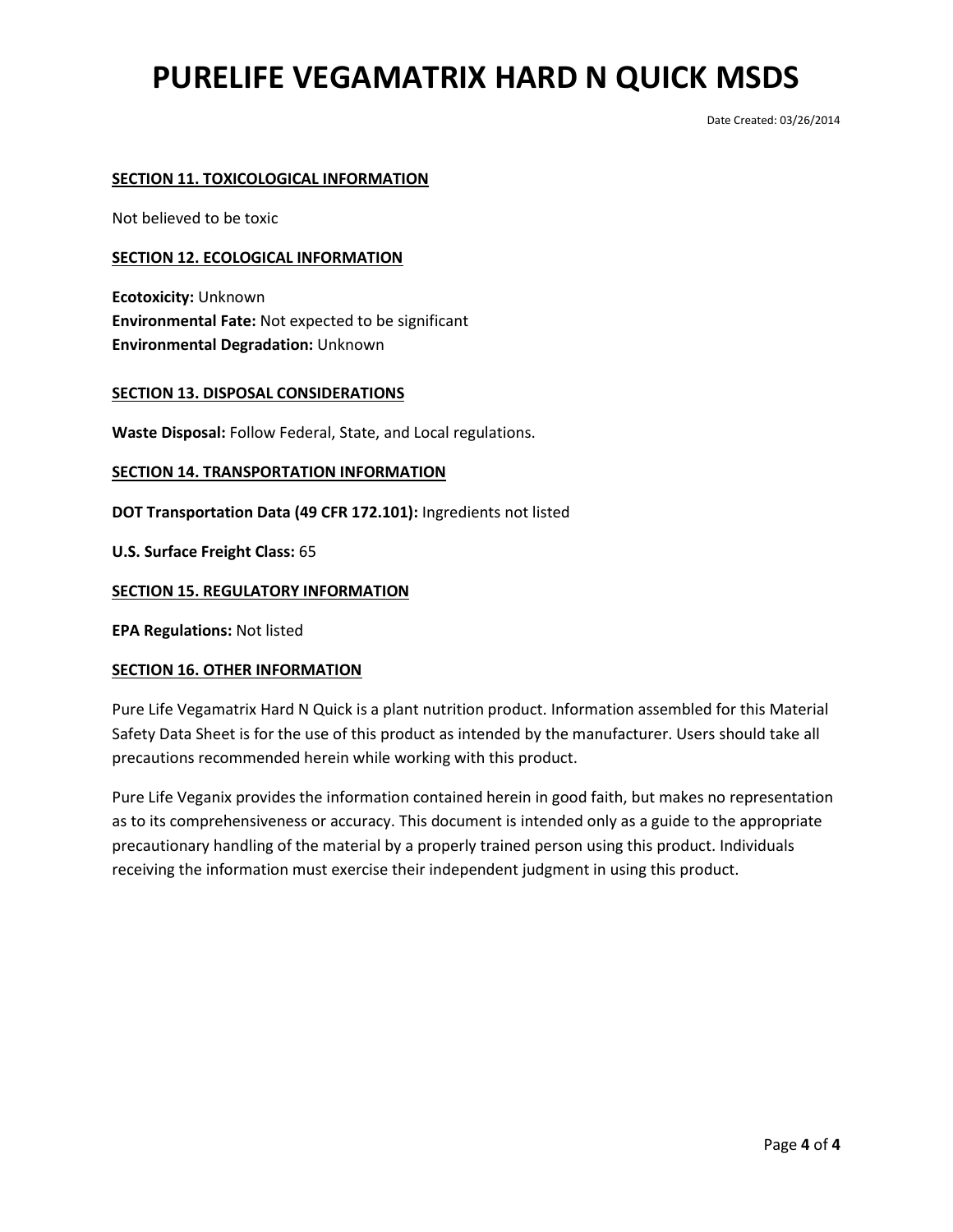# PURELIFE VEGAMATRIX HARD N QUICK MSDS

Date Created: 03/26/2014

## SECTION 11. TOXICOLOGICAL INFORMATION

Not believed to be toxic

## SECTION 12. ECOLOGICAL INFORMATION

**Ecotoxicity:** Unknown
**Environmental Fate:** Not expected to be significant
**Environmental Degradation:** Unknown

## SECTION 13. DISPOSAL CONSIDERATIONS

**Waste Disposal:** Follow Federal, State, and Local regulations.

## SECTION 14. TRANSPORTATION INFORMATION

**DOT Transportation Data (49 CFR 172.101):** Ingredients not listed

**U.S. Surface Freight Class:** 65

## SECTION 15. REGULATORY INFORMATION

**EPA Regulations:** Not listed

## SECTION 16. OTHER INFORMATION

Pure Life Vegamatrix Hard N Quick is a plant nutrition product. Information assembled for this Material Safety Data Sheet is for the use of this product as intended by the manufacturer. Users should take all precautions recommended herein while working with this product.

Pure Life Veganix provides the information contained herein in good faith, but makes no representation as to its comprehensiveness or accuracy. This document is intended only as a guide to the appropriate precautionary handling of the material by a properly trained person using this product. Individuals receiving the information must exercise their independent judgment in using this product.